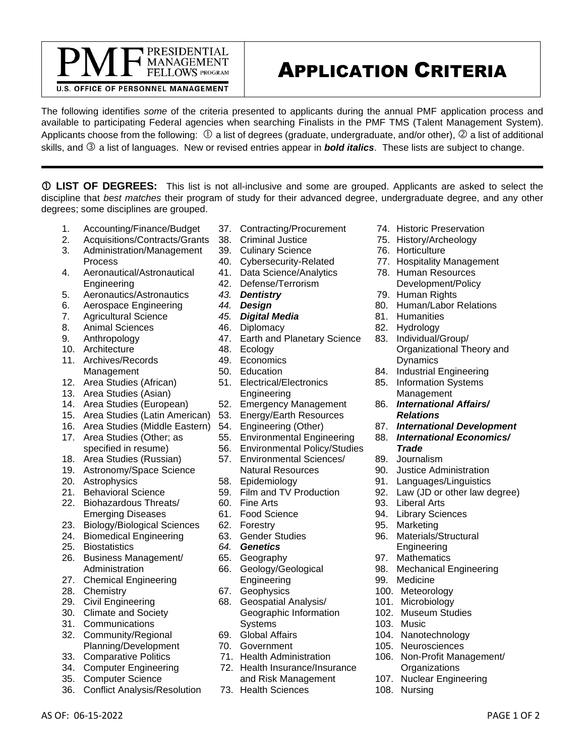# PRESIDENTIAL MANAGEMENT FELLOWS PROGRAM

U.S. OFFICE OF PERSONNEL MANAGEMENT

# APPLICATION CRITERIA

The following identifies *some* of the criteria presented to applicants during the annual PMF application process and available to participating Federal agencies when searching Finalists in the PMF TMS (Talent Management System). Applicants choose from the following: ① a list of degrees (graduate, undergraduate, and/or other), ② a list of additional skills, and ③ a list of languages. New or revised entries appear in ***bold italics***. These lists are subject to change.

---

**① LIST OF DEGREES:** This list is not all-inclusive and some are grouped. Applicants are asked to select the discipline that *best matches* their program of study for their advanced degree, undergraduate degree, and any other degrees; some disciplines are grouped.

1. Accounting/Finance/Budget
2. Acquisitions/Contracts/Grants
3. Administration/Management Process
4. Aeronautical/Astronautical Engineering
5. Aeronautics/Astronautics
6. Aerospace Engineering
7. Agricultural Science
8. Animal Sciences
9. Anthropology
10. Architecture
11. Archives/Records Management
12. Area Studies (African)
13. Area Studies (Asian)
14. Area Studies (European)
15. Area Studies (Latin American)
16. Area Studies (Middle Eastern)
17. Area Studies (Other; as specified in resume)
18. Area Studies (Russian)
19. Astronomy/Space Science
20. Astrophysics
21. Behavioral Science
22. Biohazardous Threats/ Emerging Diseases
23. Biology/Biological Sciences
24. Biomedical Engineering
25. Biostatistics
26. Business Management/ Administration
27. Chemical Engineering
28. Chemistry
29. Civil Engineering
30. Climate and Society
31. Communications
32. Community/Regional Planning/Development
33. Comparative Politics
34. Computer Engineering
35. Computer Science
36. Conflict Analysis/Resolution
37. Contracting/Procurement
38. Criminal Justice
39. Culinary Science
40. Cybersecurity-Related
41. Data Science/Analytics
42. Defense/Terrorism
43. ***Dentistry***
44. ***Design***
45. ***Digital Media***
46. Diplomacy
47. Earth and Planetary Science
48. Ecology
49. Economics
50. Education
51. Electrical/Electronics Engineering
52. Emergency Management
53. Energy/Earth Resources
54. Engineering (Other)
55. Environmental Engineering
56. Environmental Policy/Studies
57. Environmental Sciences/ Natural Resources
58. Epidemiology
59. Film and TV Production
60. Fine Arts
61. Food Science
62. Forestry
63. Gender Studies
64. ***Genetics***
65. Geography
66. Geology/Geological Engineering
67. Geophysics
68. Geospatial Analysis/ Geographic Information Systems
69. Global Affairs
70. Government
71. Health Administration
72. Health Insurance/Insurance and Risk Management
73. Health Sciences
74. Historic Preservation
75. History/Archeology
76. Horticulture
77. Hospitality Management
78. Human Resources Development/Policy
79. Human Rights
80. Human/Labor Relations
81. Humanities
82. Hydrology
83. Individual/Group/ Organizational Theory and Dynamics
84. Industrial Engineering
85. Information Systems Management
86. ***International Affairs/ Relations***
87. ***International Development***
88. ***International Economics/ Trade***
89. Journalism
90. Justice Administration
91. Languages/Linguistics
92. Law (JD or other law degree)
93. Liberal Arts
94. Library Sciences
95. Marketing
96. Materials/Structural Engineering
97. Mathematics
98. Mechanical Engineering
99. Medicine
100. Meteorology
101. Microbiology
102. Museum Studies
103. Music
104. Nanotechnology
105. Neurosciences
106. Non-Profit Management/ Organizations
107. Nuclear Engineering
108. Nursing

AS OF: 06-15-2022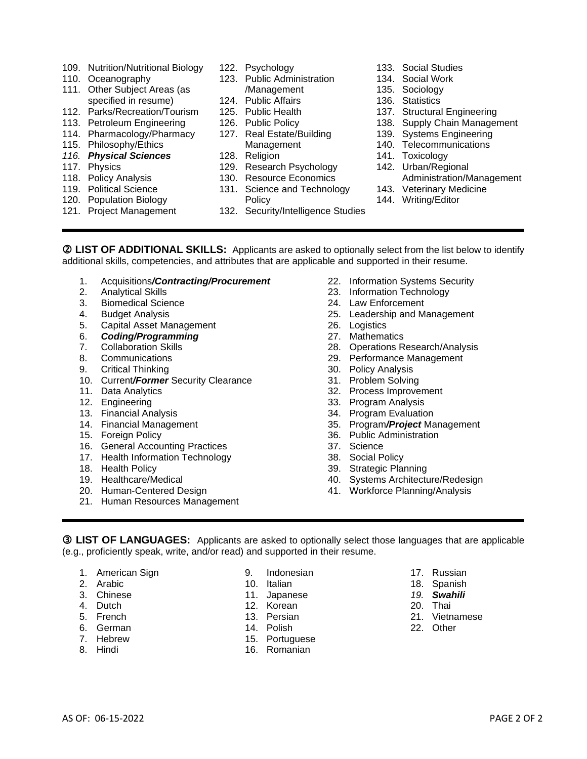109. Nutrition/Nutritional Biology
110. Oceanography
111. Other Subject Areas (as specified in resume)
112. Parks/Recreation/Tourism
113. Petroleum Engineering
114. Pharmacology/Pharmacy
115. Philosophy/Ethics
116. ***Physical Sciences***
117. Physics
118. Policy Analysis
119. Political Science
120. Population Biology
121. Project Management
122. Psychology
123. Public Administration /Management
124. Public Affairs
125. Public Health
126. Public Policy
127. Real Estate/Building Management
128. Religion
129. Research Psychology
130. Resource Economics
131. Science and Technology Policy
132. Security/Intelligence Studies
133. Social Studies
134. Social Work
135. Sociology
136. Statistics
137. Structural Engineering
138. Supply Chain Management
139. Systems Engineering
140. Telecommunications
141. Toxicology
142. Urban/Regional Administration/Management
143. Veterinary Medicine
144. Writing/Editor

---

**② LIST OF ADDITIONAL SKILLS:** Applicants are asked to optionally select from the list below to identify additional skills, competencies, and attributes that are applicable and supported in their resume.

1. Acquisitions***/Contracting/Procurement***
2. Analytical Skills
3. Biomedical Science
4. Budget Analysis
5. Capital Asset Management
6. ***Coding/Programming***
7. Collaboration Skills
8. Communications
9. Critical Thinking
10. Current***/Former*** Security Clearance
11. Data Analytics
12. Engineering
13. Financial Analysis
14. Financial Management
15. Foreign Policy
16. General Accounting Practices
17. Health Information Technology
18. Health Policy
19. Healthcare/Medical
20. Human-Centered Design
21. Human Resources Management
22. Information Systems Security
23. Information Technology
24. Law Enforcement
25. Leadership and Management
26. Logistics
27. Mathematics
28. Operations Research/Analysis
29. Performance Management
30. Policy Analysis
31. Problem Solving
32. Process Improvement
33. Program Analysis
34. Program Evaluation
35. Program***/Project*** Management
36. Public Administration
37. Science
38. Social Policy
39. Strategic Planning
40. Systems Architecture/Redesign
41. Workforce Planning/Analysis

---

**③ LIST OF LANGUAGES:** Applicants are asked to optionally select those languages that are applicable (e.g., proficiently speak, write, and/or read) and supported in their resume.

1. American Sign
2. Arabic
3. Chinese
4. Dutch
5. French
6. German
7. Hebrew
8. Hindi
9. Indonesian
10. Italian
11. Japanese
12. Korean
13. Persian
14. Polish
15. Portuguese
16. Romanian
17. Russian
18. Spanish
19. ***Swahili***
20. Thai
21. Vietnamese
22. Other

AS OF: 06-15-2022